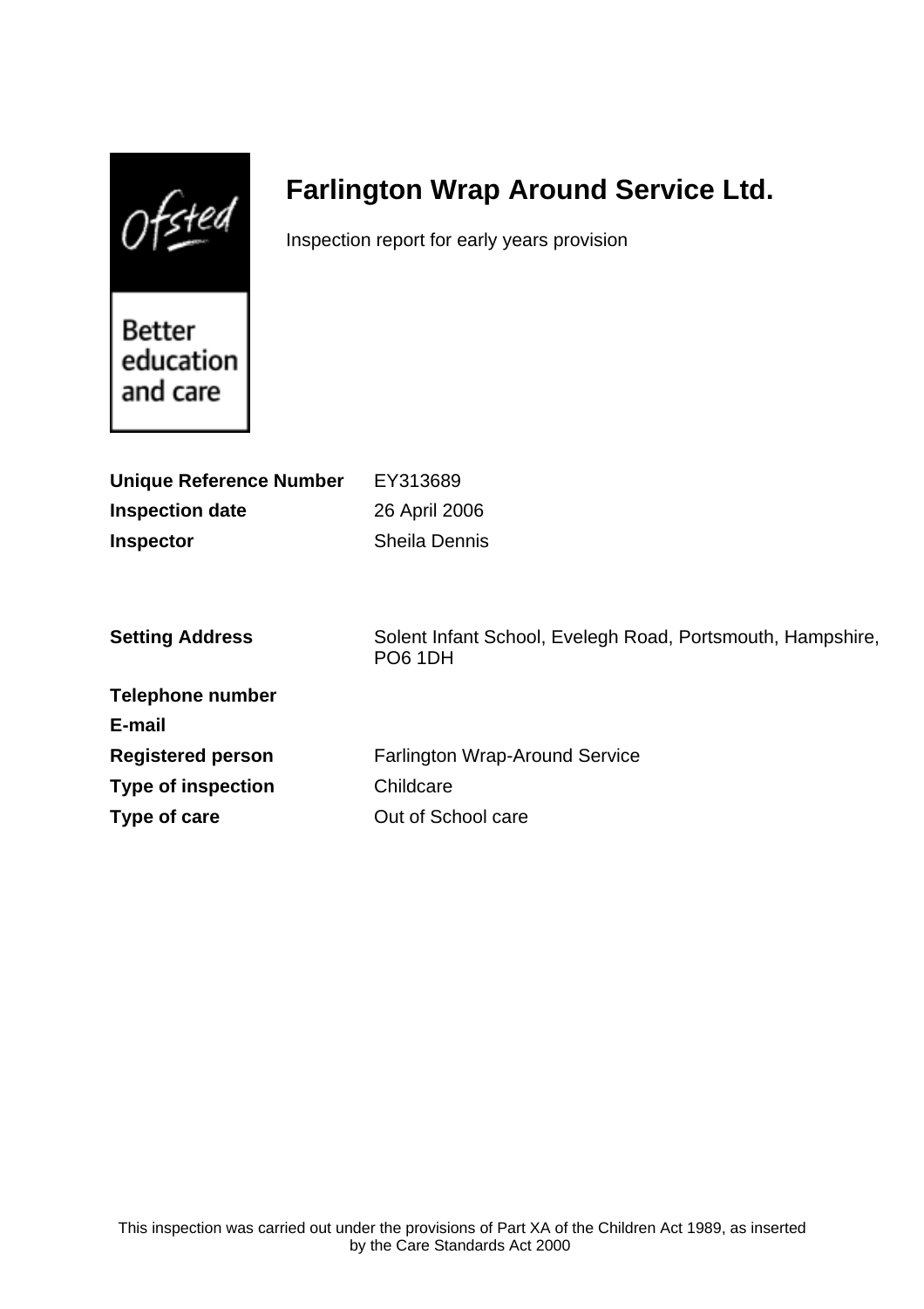# Farlington Wrap Around Service Ltd.

Inspection report for early years provision

| | |
|---|---|
| **Unique Reference Number** | EY313689 |
| **Inspection date** | 26 April 2006 |
| **Inspector** | Sheila Dennis |

| | |
|---|---|
| **Setting Address** | Solent Infant School, Evelegh Road, Portsmouth, Hampshire, PO6 1DH |
| **Telephone number** | |
| **E-mail** | |
| **Registered person** | Farlington Wrap-Around Service |
| **Type of inspection** | Childcare |
| **Type of care** | Out of School care |

This inspection was carried out under the provisions of Part XA of the Children Act 1989, as inserted by the Care Standards Act 2000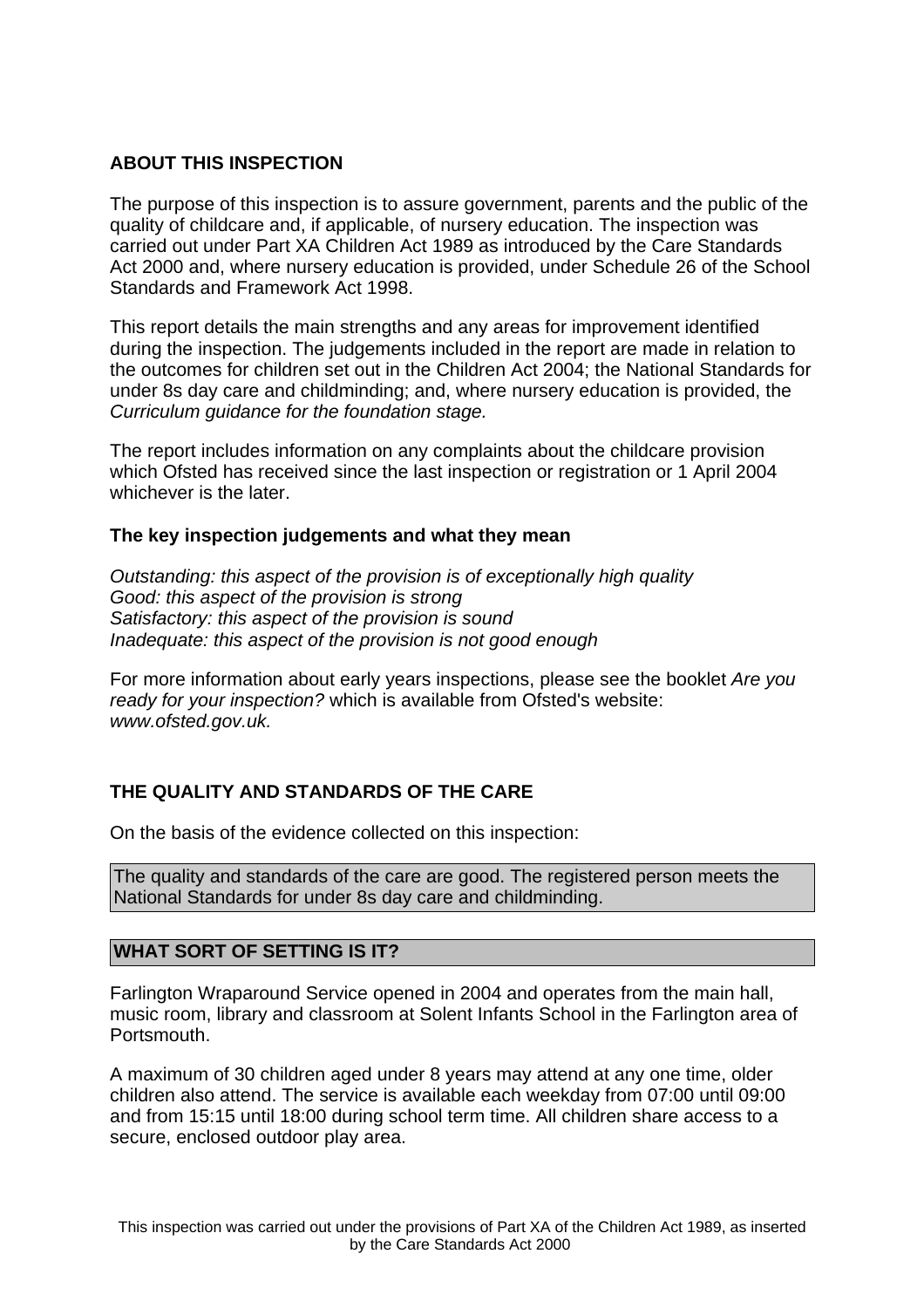## ABOUT THIS INSPECTION

The purpose of this inspection is to assure government, parents and the public of the quality of childcare and, if applicable, of nursery education. The inspection was carried out under Part XA Children Act 1989 as introduced by the Care Standards Act 2000 and, where nursery education is provided, under Schedule 26 of the School Standards and Framework Act 1998.

This report details the main strengths and any areas for improvement identified during the inspection. The judgements included in the report are made in relation to the outcomes for children set out in the Children Act 2004; the National Standards for under 8s day care and childminding; and, where nursery education is provided, the *Curriculum guidance for the foundation stage.*

The report includes information on any complaints about the childcare provision which Ofsted has received since the last inspection or registration or 1 April 2004 whichever is the later.

### The key inspection judgements and what they mean

*Outstanding: this aspect of the provision is of exceptionally high quality*
*Good: this aspect of the provision is strong*
*Satisfactory: this aspect of the provision is sound*
*Inadequate: this aspect of the provision is not good enough*

For more information about early years inspections, please see the booklet *Are you ready for your inspection?* which is available from Ofsted's website: *www.ofsted.gov.uk.*

## THE QUALITY AND STANDARDS OF THE CARE

On the basis of the evidence collected on this inspection:

The quality and standards of the care are good. The registered person meets the National Standards for under 8s day care and childminding.

## WHAT SORT OF SETTING IS IT?

Farlington Wraparound Service opened in 2004 and operates from the main hall, music room, library and classroom at Solent Infants School in the Farlington area of Portsmouth.

A maximum of 30 children aged under 8 years may attend at any one time, older children also attend. The service is available each weekday from 07:00 until 09:00 and from 15:15 until 18:00 during school term time. All children share access to a secure, enclosed outdoor play area.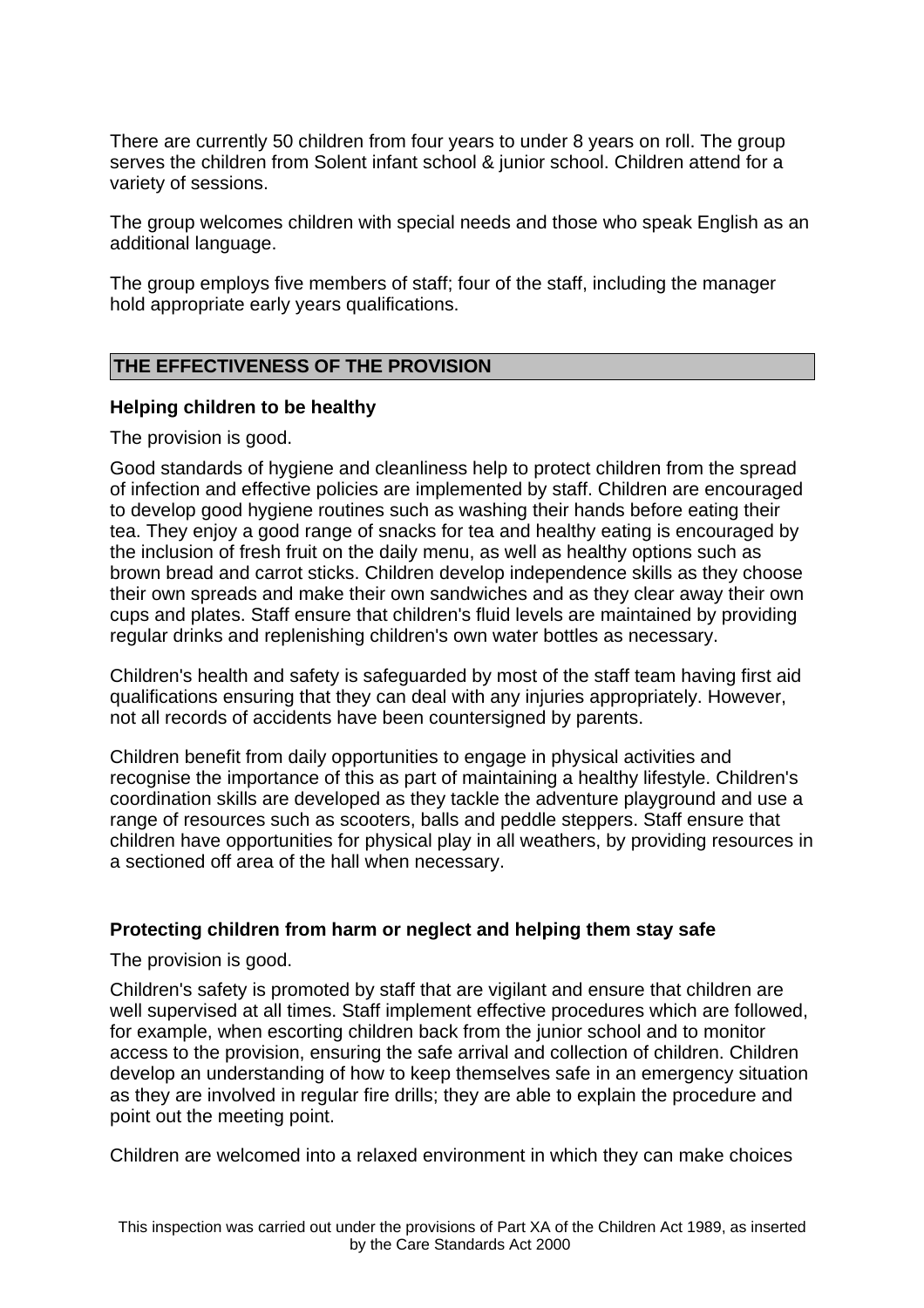There are currently 50 children from four years to under 8 years on roll. The group serves the children from Solent infant school & junior school. Children attend for a variety of sessions.

The group welcomes children with special needs and those who speak English as an additional language.

The group employs five members of staff; four of the staff, including the manager hold appropriate early years qualifications.

## THE EFFECTIVENESS OF THE PROVISION

### Helping children to be healthy

The provision is good.

Good standards of hygiene and cleanliness help to protect children from the spread of infection and effective policies are implemented by staff. Children are encouraged to develop good hygiene routines such as washing their hands before eating their tea. They enjoy a good range of snacks for tea and healthy eating is encouraged by the inclusion of fresh fruit on the daily menu, as well as healthy options such as brown bread and carrot sticks. Children develop independence skills as they choose their own spreads and make their own sandwiches and as they clear away their own cups and plates. Staff ensure that children's fluid levels are maintained by providing regular drinks and replenishing children's own water bottles as necessary.

Children's health and safety is safeguarded by most of the staff team having first aid qualifications ensuring that they can deal with any injuries appropriately. However, not all records of accidents have been countersigned by parents.

Children benefit from daily opportunities to engage in physical activities and recognise the importance of this as part of maintaining a healthy lifestyle. Children's coordination skills are developed as they tackle the adventure playground and use a range of resources such as scooters, balls and peddle steppers. Staff ensure that children have opportunities for physical play in all weathers, by providing resources in a sectioned off area of the hall when necessary.

### Protecting children from harm or neglect and helping them stay safe

The provision is good.

Children's safety is promoted by staff that are vigilant and ensure that children are well supervised at all times. Staff implement effective procedures which are followed, for example, when escorting children back from the junior school and to monitor access to the provision, ensuring the safe arrival and collection of children. Children develop an understanding of how to keep themselves safe in an emergency situation as they are involved in regular fire drills; they are able to explain the procedure and point out the meeting point.

Children are welcomed into a relaxed environment in which they can make choices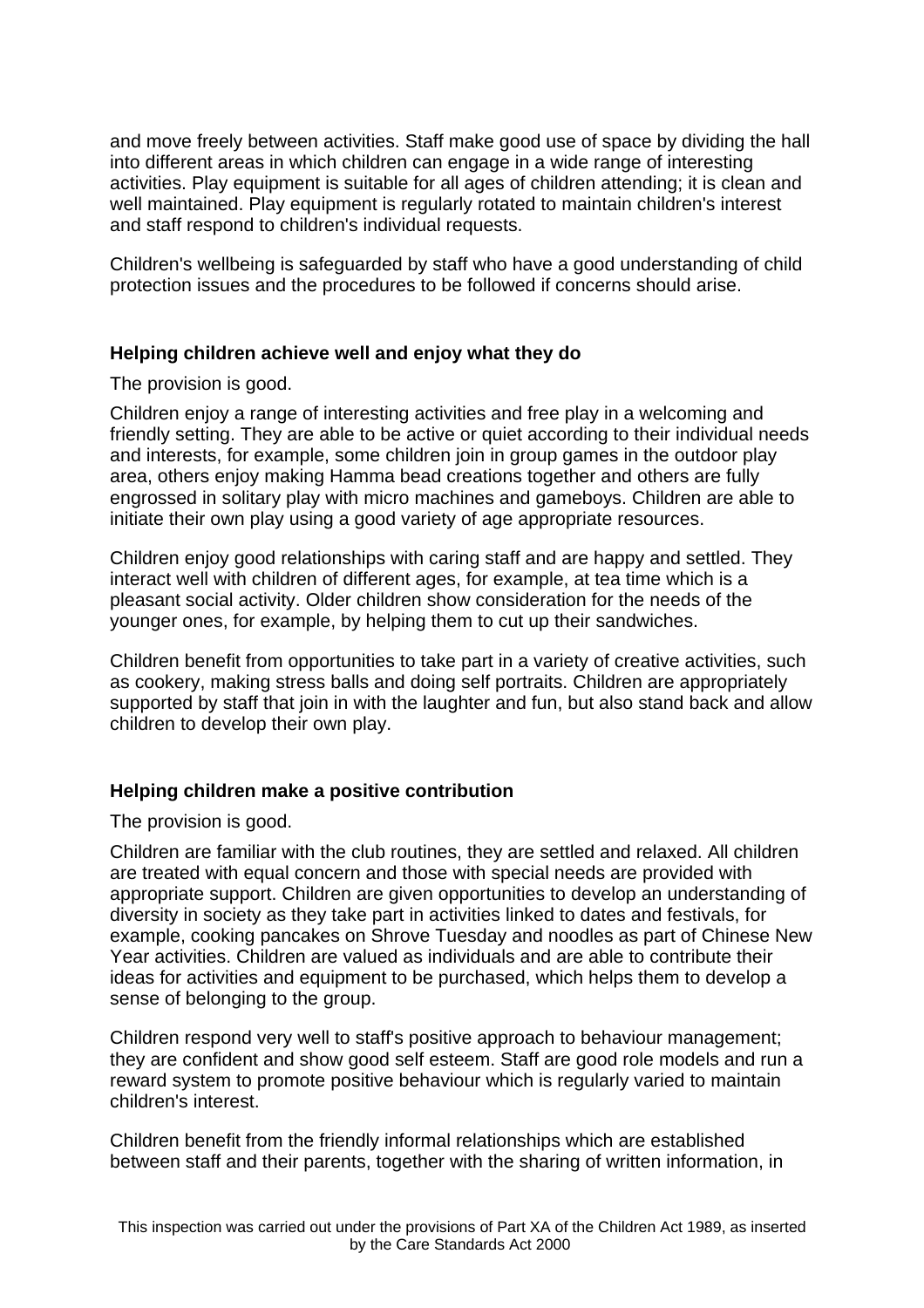and move freely between activities. Staff make good use of space by dividing the hall into different areas in which children can engage in a wide range of interesting activities. Play equipment is suitable for all ages of children attending; it is clean and well maintained. Play equipment is regularly rotated to maintain children's interest and staff respond to children's individual requests.

Children's wellbeing is safeguarded by staff who have a good understanding of child protection issues and the procedures to be followed if concerns should arise.

**Helping children achieve well and enjoy what they do**

The provision is good.

Children enjoy a range of interesting activities and free play in a welcoming and friendly setting. They are able to be active or quiet according to their individual needs and interests, for example, some children join in group games in the outdoor play area, others enjoy making Hamma bead creations together and others are fully engrossed in solitary play with micro machines and gameboys. Children are able to initiate their own play using a good variety of age appropriate resources.

Children enjoy good relationships with caring staff and are happy and settled. They interact well with children of different ages, for example, at tea time which is a pleasant social activity. Older children show consideration for the needs of the younger ones, for example, by helping them to cut up their sandwiches.

Children benefit from opportunities to take part in a variety of creative activities, such as cookery, making stress balls and doing self portraits. Children are appropriately supported by staff that join in with the laughter and fun, but also stand back and allow children to develop their own play.

**Helping children make a positive contribution**

The provision is good.

Children are familiar with the club routines, they are settled and relaxed. All children are treated with equal concern and those with special needs are provided with appropriate support. Children are given opportunities to develop an understanding of diversity in society as they take part in activities linked to dates and festivals, for example, cooking pancakes on Shrove Tuesday and noodles as part of Chinese New Year activities. Children are valued as individuals and are able to contribute their ideas for activities and equipment to be purchased, which helps them to develop a sense of belonging to the group.

Children respond very well to staff's positive approach to behaviour management; they are confident and show good self esteem. Staff are good role models and run a reward system to promote positive behaviour which is regularly varied to maintain children's interest.

Children benefit from the friendly informal relationships which are established between staff and their parents, together with the sharing of written information, in

This inspection was carried out under the provisions of Part XA of the Children Act 1989, as inserted by the Care Standards Act 2000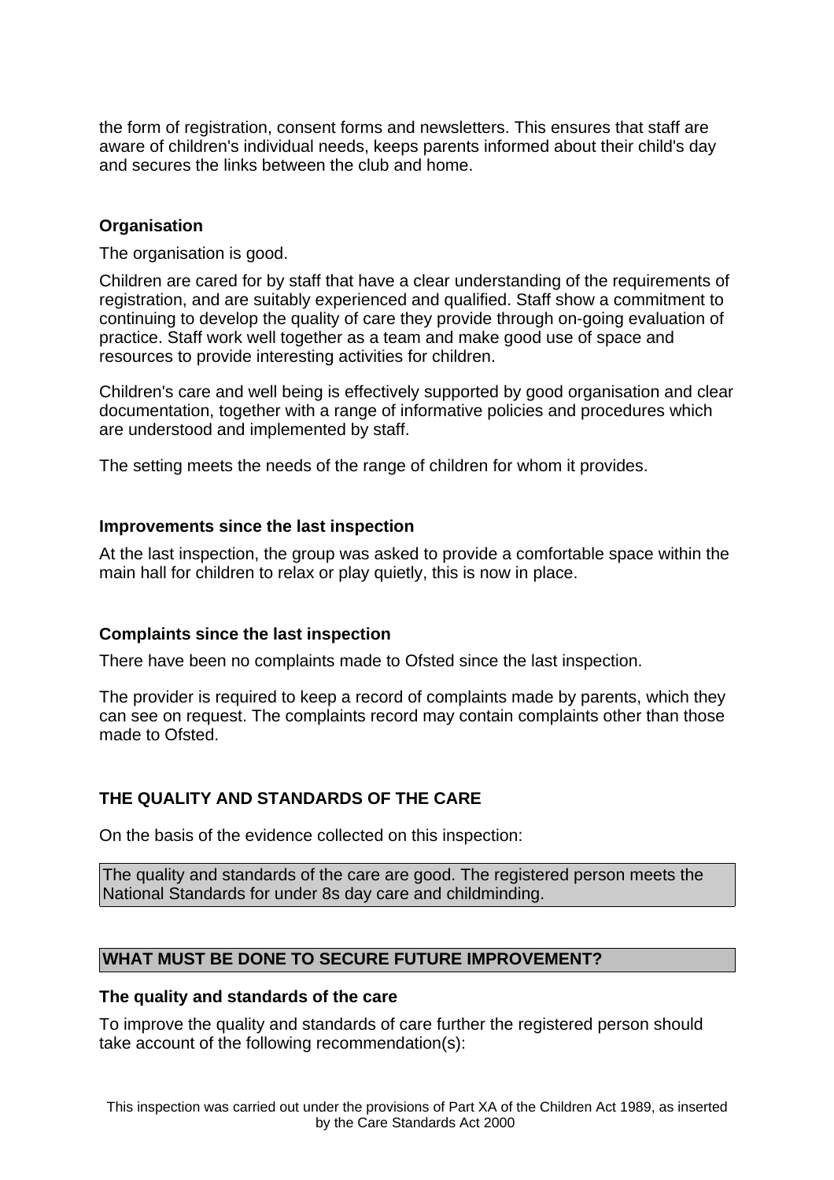the form of registration, consent forms and newsletters. This ensures that staff are aware of children's individual needs, keeps parents informed about their child's day and secures the links between the club and home.

### Organisation

The organisation is good.

Children are cared for by staff that have a clear understanding of the requirements of registration, and are suitably experienced and qualified. Staff show a commitment to continuing to develop the quality of care they provide through on-going evaluation of practice. Staff work well together as a team and make good use of space and resources to provide interesting activities for children.

Children's care and well being is effectively supported by good organisation and clear documentation, together with a range of informative policies and procedures which are understood and implemented by staff.

The setting meets the needs of the range of children for whom it provides.

### Improvements since the last inspection

At the last inspection, the group was asked to provide a comfortable space within the main hall for children to relax or play quietly, this is now in place.

### Complaints since the last inspection

There have been no complaints made to Ofsted since the last inspection.

The provider is required to keep a record of complaints made by parents, which they can see on request. The complaints record may contain complaints other than those made to Ofsted.

## THE QUALITY AND STANDARDS OF THE CARE

On the basis of the evidence collected on this inspection:

The quality and standards of the care are good. The registered person meets the National Standards for under 8s day care and childminding.

## WHAT MUST BE DONE TO SECURE FUTURE IMPROVEMENT?

### The quality and standards of the care

To improve the quality and standards of care further the registered person should take account of the following recommendation(s):

This inspection was carried out under the provisions of Part XA of the Children Act 1989, as inserted by the Care Standards Act 2000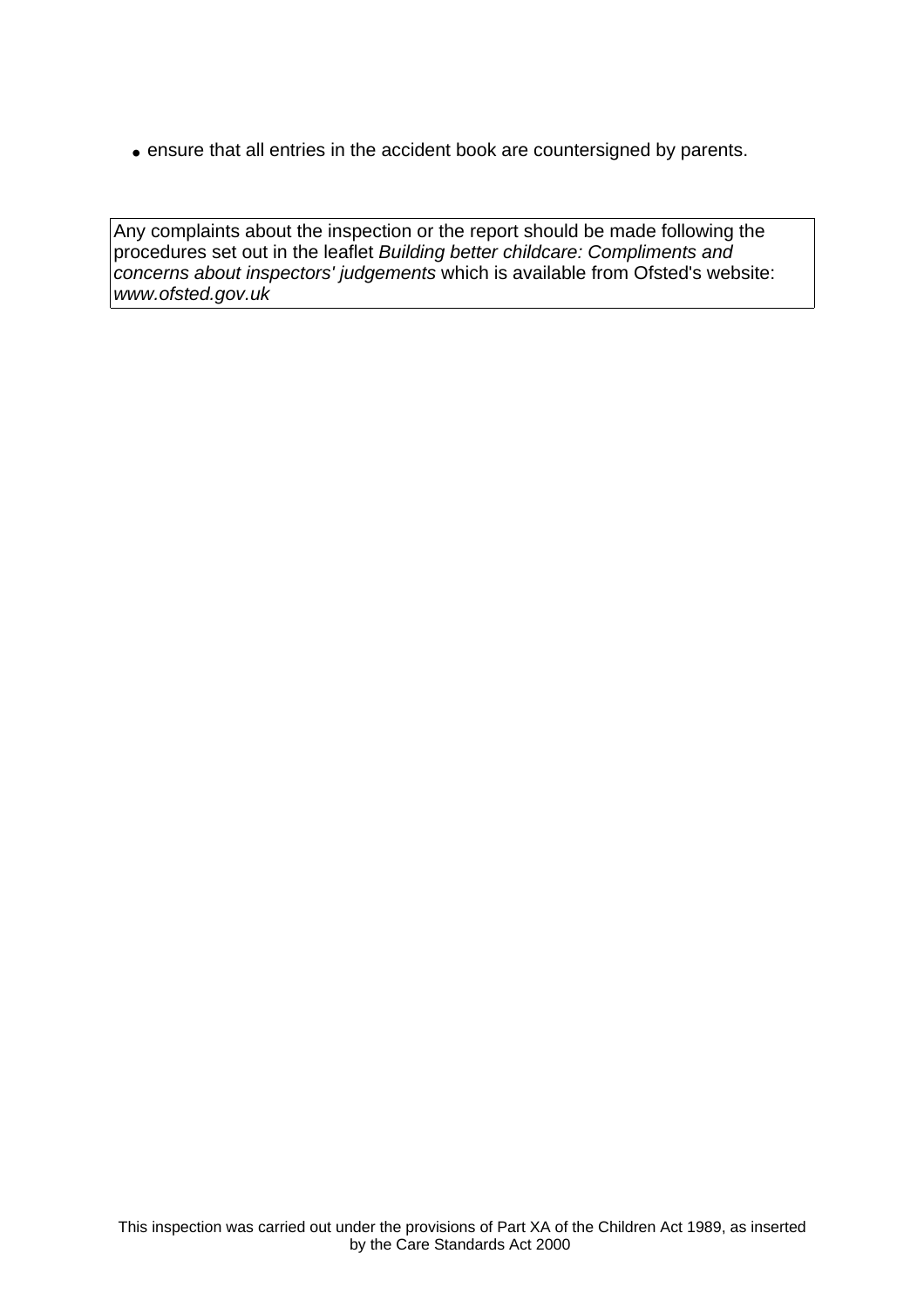- ensure that all entries in the accident book are countersigned by parents.

Any complaints about the inspection or the report should be made following the procedures set out in the leaflet *Building better childcare: Compliments and concerns about inspectors' judgements* which is available from Ofsted's website: *www.ofsted.gov.uk*

This inspection was carried out under the provisions of Part XA of the Children Act 1989, as inserted by the Care Standards Act 2000